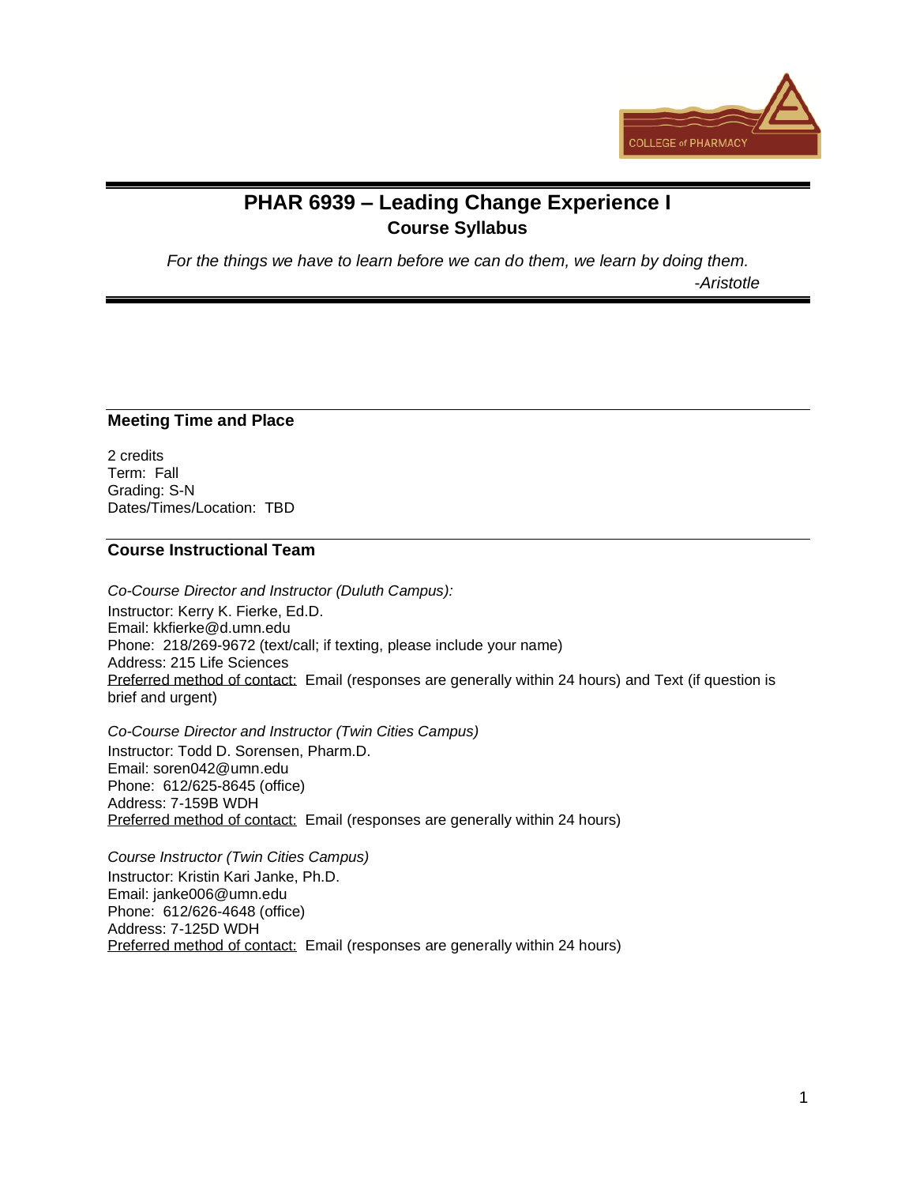# PHAR 6939 – Leading Change Experience I

## Course Syllabus

*For the things we have to learn before we can do them, we learn by doing them.*

*-Aristotle*

## Meeting Time and Place

2 credits
Term: Fall
Grading: S-N
Dates/Times/Location: TBD

## Course Instructional Team

*Co-Course Director and Instructor (Duluth Campus):*
Instructor: Kerry K. Fierke, Ed.D.
Email: kkfierke@d.umn.edu
Phone: 218/269-9672 (text/call; if texting, please include your name)
Address: 215 Life Sciences
Preferred method of contact: Email (responses are generally within 24 hours) and Text (if question is brief and urgent)

*Co-Course Director and Instructor (Twin Cities Campus)*
Instructor: Todd D. Sorensen, Pharm.D.
Email: soren042@umn.edu
Phone: 612/625-8645 (office)
Address: 7-159B WDH
Preferred method of contact: Email (responses are generally within 24 hours)

*Course Instructor (Twin Cities Campus)*
Instructor: Kristin Kari Janke, Ph.D.
Email: janke006@umn.edu
Phone: 612/626-4648 (office)
Address: 7-125D WDH
Preferred method of contact: Email (responses are generally within 24 hours)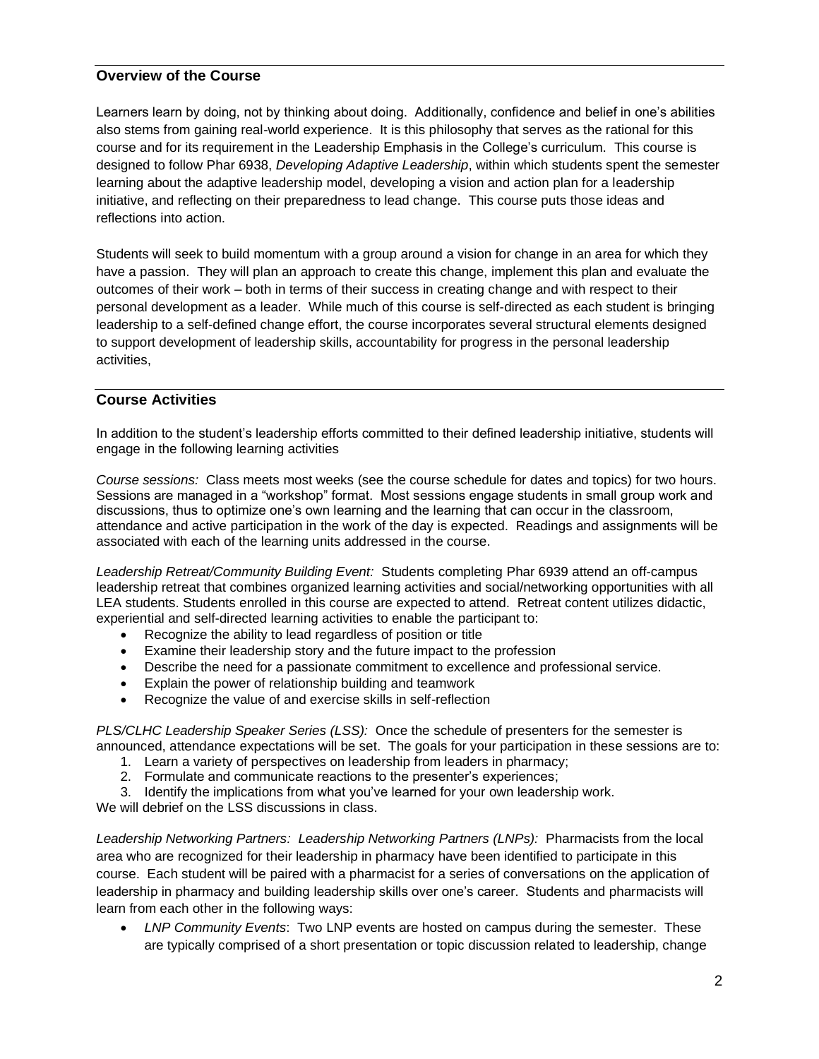## Overview of the Course

Learners learn by doing, not by thinking about doing. Additionally, confidence and belief in one's abilities also stems from gaining real-world experience. It is this philosophy that serves as the rational for this course and for its requirement in the Leadership Emphasis in the College's curriculum. This course is designed to follow Phar 6938, *Developing Adaptive Leadership*, within which students spent the semester learning about the adaptive leadership model, developing a vision and action plan for a leadership initiative, and reflecting on their preparedness to lead change. This course puts those ideas and reflections into action.

Students will seek to build momentum with a group around a vision for change in an area for which they have a passion. They will plan an approach to create this change, implement this plan and evaluate the outcomes of their work – both in terms of their success in creating change and with respect to their personal development as a leader. While much of this course is self-directed as each student is bringing leadership to a self-defined change effort, the course incorporates several structural elements designed to support development of leadership skills, accountability for progress in the personal leadership activities,

## Course Activities

In addition to the student's leadership efforts committed to their defined leadership initiative, students will engage in the following learning activities

*Course sessions:* Class meets most weeks (see the course schedule for dates and topics) for two hours. Sessions are managed in a "workshop" format. Most sessions engage students in small group work and discussions, thus to optimize one's own learning and the learning that can occur in the classroom, attendance and active participation in the work of the day is expected. Readings and assignments will be associated with each of the learning units addressed in the course.

*Leadership Retreat/Community Building Event:* Students completing Phar 6939 attend an off-campus leadership retreat that combines organized learning activities and social/networking opportunities with all LEA students. Students enrolled in this course are expected to attend. Retreat content utilizes didactic, experiential and self-directed learning activities to enable the participant to:

- Recognize the ability to lead regardless of position or title
- Examine their leadership story and the future impact to the profession
- Describe the need for a passionate commitment to excellence and professional service.
- Explain the power of relationship building and teamwork
- Recognize the value of and exercise skills in self-reflection

*PLS/CLHC Leadership Speaker Series (LSS):* Once the schedule of presenters for the semester is announced, attendance expectations will be set. The goals for your participation in these sessions are to:

1. Learn a variety of perspectives on leadership from leaders in pharmacy;
2. Formulate and communicate reactions to the presenter's experiences;
3. Identify the implications from what you've learned for your own leadership work.

We will debrief on the LSS discussions in class.

*Leadership Networking Partners: Leadership Networking Partners (LNPs):* Pharmacists from the local area who are recognized for their leadership in pharmacy have been identified to participate in this course. Each student will be paired with a pharmacist for a series of conversations on the application of leadership in pharmacy and building leadership skills over one's career. Students and pharmacists will learn from each other in the following ways:

- *LNP Community Events*: Two LNP events are hosted on campus during the semester. These are typically comprised of a short presentation or topic discussion related to leadership, change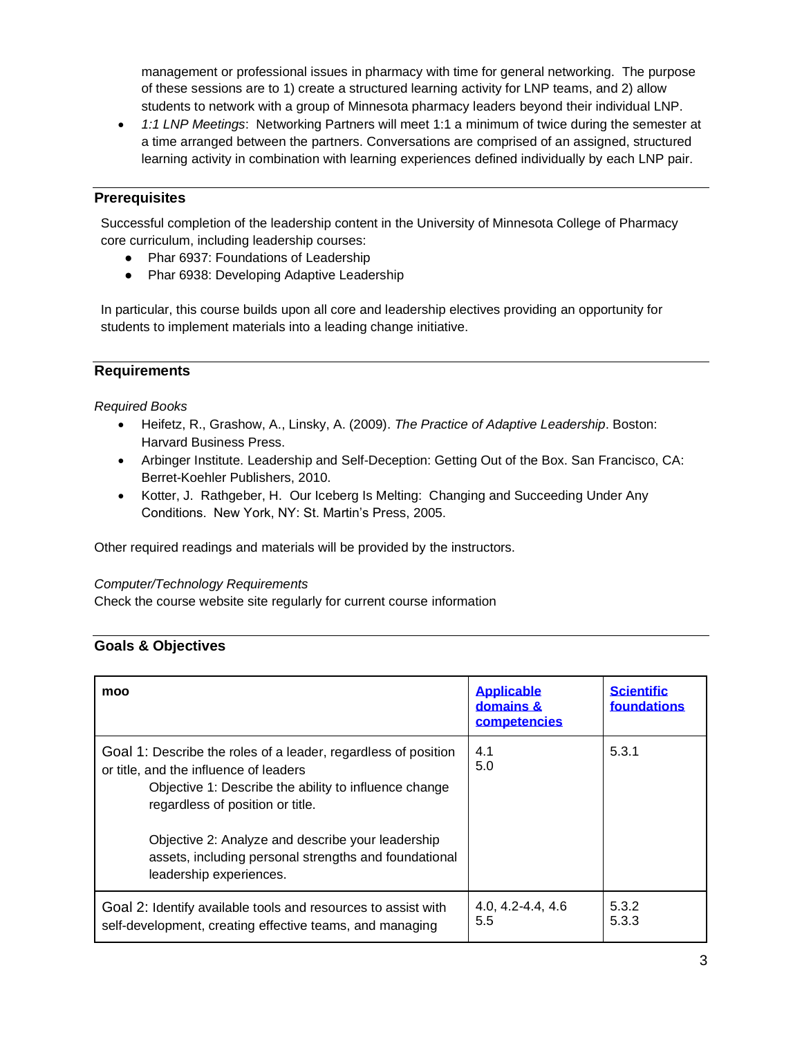management or professional issues in pharmacy with time for general networking. The purpose of these sessions are to 1) create a structured learning activity for LNP teams, and 2) allow students to network with a group of Minnesota pharmacy leaders beyond their individual LNP.

- *1:1 LNP Meetings*: Networking Partners will meet 1:1 a minimum of twice during the semester at a time arranged between the partners. Conversations are comprised of an assigned, structured learning activity in combination with learning experiences defined individually by each LNP pair.

## Prerequisites

Successful completion of the leadership content in the University of Minnesota College of Pharmacy core curriculum, including leadership courses:

- Phar 6937: Foundations of Leadership
- Phar 6938: Developing Adaptive Leadership

In particular, this course builds upon all core and leadership electives providing an opportunity for students to implement materials into a leading change initiative.

## Requirements

*Required Books*

- Heifetz, R., Grashow, A., Linsky, A. (2009). *The Practice of Adaptive Leadership*. Boston: Harvard Business Press.
- Arbinger Institute. Leadership and Self-Deception: Getting Out of the Box. San Francisco, CA: Berret-Koehler Publishers, 2010.
- Kotter, J. Rathgeber, H. Our Iceberg Is Melting: Changing and Succeeding Under Any Conditions. New York, NY: St. Martin's Press, 2005.

Other required readings and materials will be provided by the instructors.

*Computer/Technology Requirements*

Check the course website site regularly for current course information

## Goals & Objectives

| **moo** | **Applicable domains & competencies** | **Scientific foundations** |
| --- | --- | --- |
| Goal 1: Describe the roles of a leader, regardless of position or title, and the influence of leaders<br>Objective 1: Describe the ability to influence change regardless of position or title.<br><br>Objective 2: Analyze and describe your leadership assets, including personal strengths and foundational leadership experiences. | 4.1<br>5.0 | 5.3.1 |
| Goal 2: Identify available tools and resources to assist with self-development, creating effective teams, and managing | 4.0, 4.2-4.4, 4.6<br>5.5 | 5.3.2<br>5.3.3 |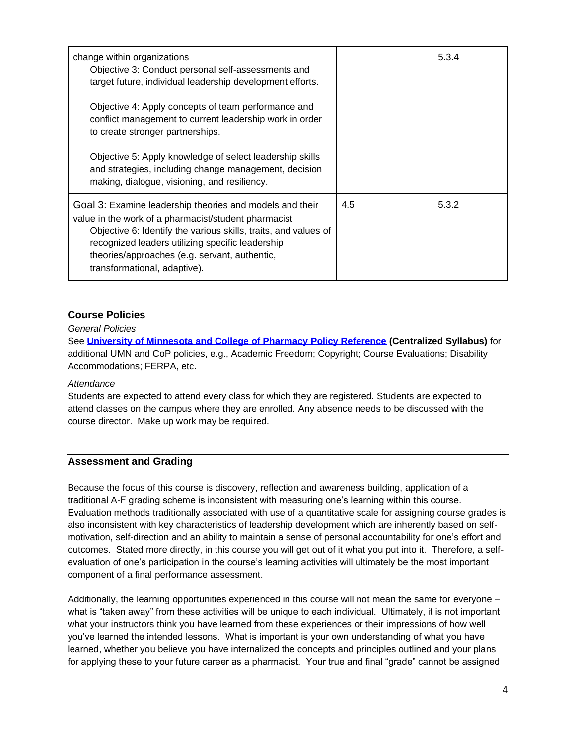| | | |
|---|---|---|
| change within organizations<br>Objective 3: Conduct personal self-assessments and target future, individual leadership development efforts.<br><br>Objective 4: Apply concepts of team performance and conflict management to current leadership work in order to create stronger partnerships.<br><br>Objective 5: Apply knowledge of select leadership skills and strategies, including change management, decision making, dialogue, visioning, and resiliency. | | 5.3.4 |
| Goal 3: Examine leadership theories and models and their value in the work of a pharmacist/student pharmacist<br>Objective 6: Identify the various skills, traits, and values of recognized leaders utilizing specific leadership theories/approaches (e.g. servant, authentic, transformational, adaptive). | 4.5 | 5.3.2 |

## Course Policies

*General Policies*

See **University of Minnesota and College of Pharmacy Policy Reference** **(Centralized Syllabus)** for additional UMN and CoP policies, e.g., Academic Freedom; Copyright; Course Evaluations; Disability Accommodations; FERPA, etc.

*Attendance*

Students are expected to attend every class for which they are registered. Students are expected to attend classes on the campus where they are enrolled. Any absence needs to be discussed with the course director. Make up work may be required.

## Assessment and Grading

Because the focus of this course is discovery, reflection and awareness building, application of a traditional A-F grading scheme is inconsistent with measuring one's learning within this course. Evaluation methods traditionally associated with use of a quantitative scale for assigning course grades is also inconsistent with key characteristics of leadership development which are inherently based on self-motivation, self-direction and an ability to maintain a sense of personal accountability for one's effort and outcomes. Stated more directly, in this course you will get out of it what you put into it. Therefore, a self-evaluation of one's participation in the course's learning activities will ultimately be the most important component of a final performance assessment.

Additionally, the learning opportunities experienced in this course will not mean the same for everyone – what is "taken away" from these activities will be unique to each individual. Ultimately, it is not important what your instructors think you have learned from these experiences or their impressions of how well you've learned the intended lessons. What is important is your own understanding of what you have learned, whether you believe you have internalized the concepts and principles outlined and your plans for applying these to your future career as a pharmacist. Your true and final "grade" cannot be assigned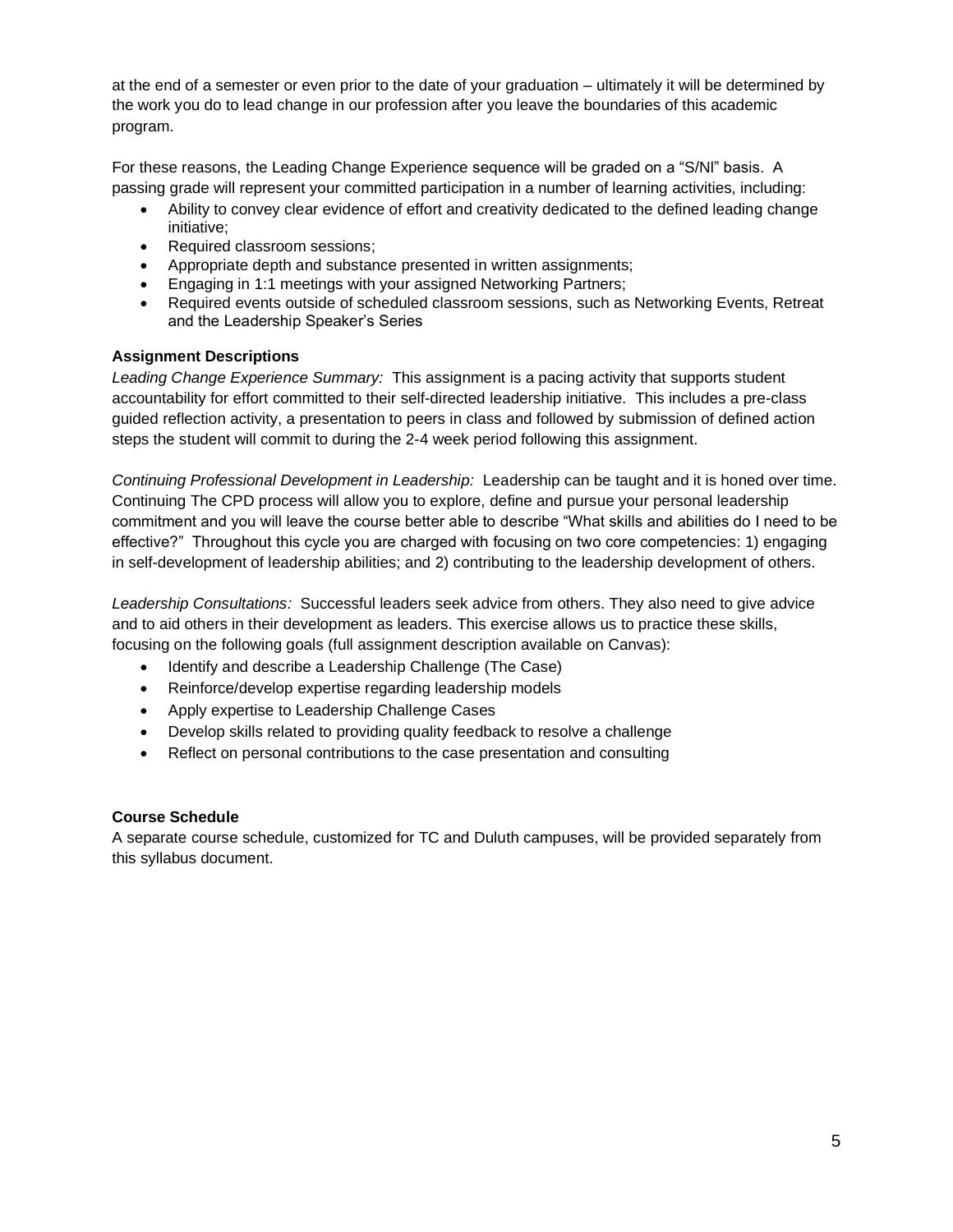at the end of a semester or even prior to the date of your graduation – ultimately it will be determined by the work you do to lead change in our profession after you leave the boundaries of this academic program.

For these reasons, the Leading Change Experience sequence will be graded on a "S/NI" basis. A passing grade will represent your committed participation in a number of learning activities, including:

- Ability to convey clear evidence of effort and creativity dedicated to the defined leading change initiative;
- Required classroom sessions;
- Appropriate depth and substance presented in written assignments;
- Engaging in 1:1 meetings with your assigned Networking Partners;
- Required events outside of scheduled classroom sessions, such as Networking Events, Retreat and the Leadership Speaker's Series

**Assignment Descriptions**

*Leading Change Experience Summary:* This assignment is a pacing activity that supports student accountability for effort committed to their self-directed leadership initiative. This includes a pre-class guided reflection activity, a presentation to peers in class and followed by submission of defined action steps the student will commit to during the 2-4 week period following this assignment.

*Continuing Professional Development in Leadership:* Leadership can be taught and it is honed over time. Continuing The CPD process will allow you to explore, define and pursue your personal leadership commitment and you will leave the course better able to describe "What skills and abilities do I need to be effective?" Throughout this cycle you are charged with focusing on two core competencies: 1) engaging in self-development of leadership abilities; and 2) contributing to the leadership development of others.

*Leadership Consultations:* Successful leaders seek advice from others. They also need to give advice and to aid others in their development as leaders. This exercise allows us to practice these skills, focusing on the following goals (full assignment description available on Canvas):

- Identify and describe a Leadership Challenge (The Case)
- Reinforce/develop expertise regarding leadership models
- Apply expertise to Leadership Challenge Cases
- Develop skills related to providing quality feedback to resolve a challenge
- Reflect on personal contributions to the case presentation and consulting

**Course Schedule**

A separate course schedule, customized for TC and Duluth campuses, will be provided separately from this syllabus document.